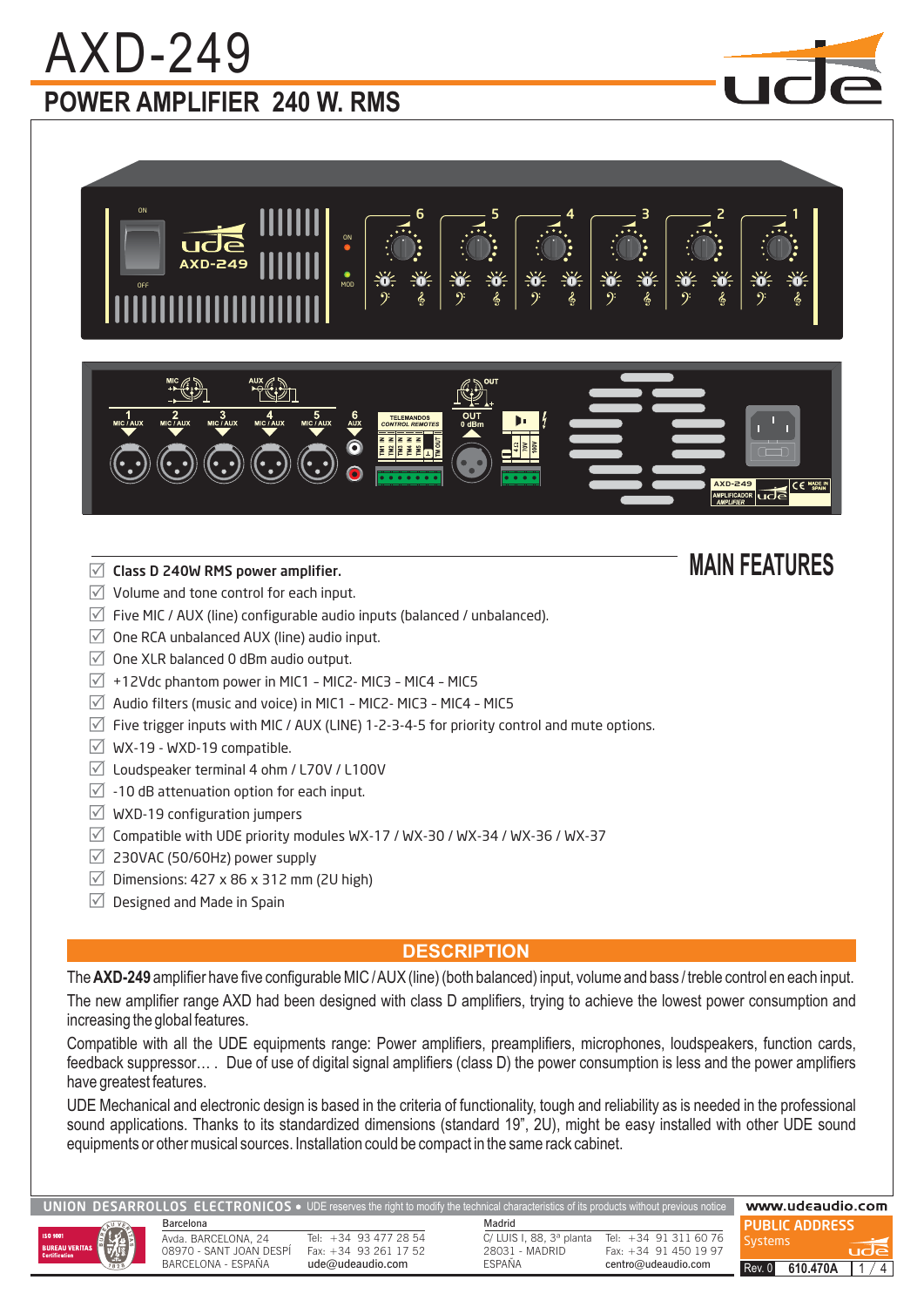# AXD-249

## POWER AMPLIFIER 240 W. RMS

## MAIN FEATURES

- ☑ **Class D 240W RMS power amplifier.**
- ☑ Volume and tone control for each input.
- ☑ Five MIC / AUX (line) configurable audio inputs (balanced / unbalanced).
- ☑ One RCA unbalanced AUX (line) audio input.
- ☑ One XLR balanced 0 dBm audio output.
- ☑ +12Vdc phantom power in MIC1 - MIC2- MIC3 - MIC4 - MIC5
- ☑ Audio filters (music and voice) in MIC1 - MIC2- MIC3 - MIC4 - MIC5
- ☑ Five trigger inputs with MIC / AUX (LINE) 1-2-3-4-5 for priority control and mute options.
- ☑ WX-19 - WXD-19 compatible.
- ☑ Loudspeaker terminal 4 ohm / L70V / L100V
- ☑ -10 dB attenuation option for each input.
- ☑ WXD-19 configuration jumpers
- ☑ Compatible with UDE priority modules WX-17 / WX-30 / WX-34 / WX-36 / WX-37
- ☑ 230VAC (50/60Hz) power supply
- ☑ Dimensions: 427 x 86 x 312 mm (2U high)
- ☑ Designed and Made in Spain

## DESCRIPTION

The **AXD-249** amplifier have five configurable MIC / AUX (line) (both balanced) input, volume and bass / treble control en each input.

The new amplifier range AXD had been designed with class D amplifiers, trying to achieve the lowest power consumption and increasing the global features.

Compatible with all the UDE equipments range: Power amplifiers, preamplifiers, microphones, loudspeakers, function cards, feedback suppressor… . Due of use of digital signal amplifiers (class D) the power consumption is less and the power amplifiers have greatest features.

UDE Mechanical and electronic design is based in the criteria of functionality, tough and reliability as is needed in the professional sound applications. Thanks to its standardized dimensions (standard 19", 2U), might be easy installed with other UDE sound equipments or other musical sources. Installation could be compact in the same rack cabinet.

**UNION DESARROLLOS ELECTRONICOS** • UDE reserves the right to modify the technical characteristics of its products without previous notice

www.udeaudio.com

Barcelona
Avda. BARCELONA, 24
08970 - SANT JOAN DESPÍ
BARCELONA - ESPAÑA
Tel: +34 93 477 28 54
Fax: +34 93 261 17 52
ude@udeaudio.com

Madrid
C/ LUIS I, 88, 3ª planta
28031 - MADRID
ESPAÑA
Tel: +34 91 311 60 76
Fax: +34 91 450 19 97
centro@udeaudio.com

PUBLIC ADDRESS Systems

Rev. 0 610.470A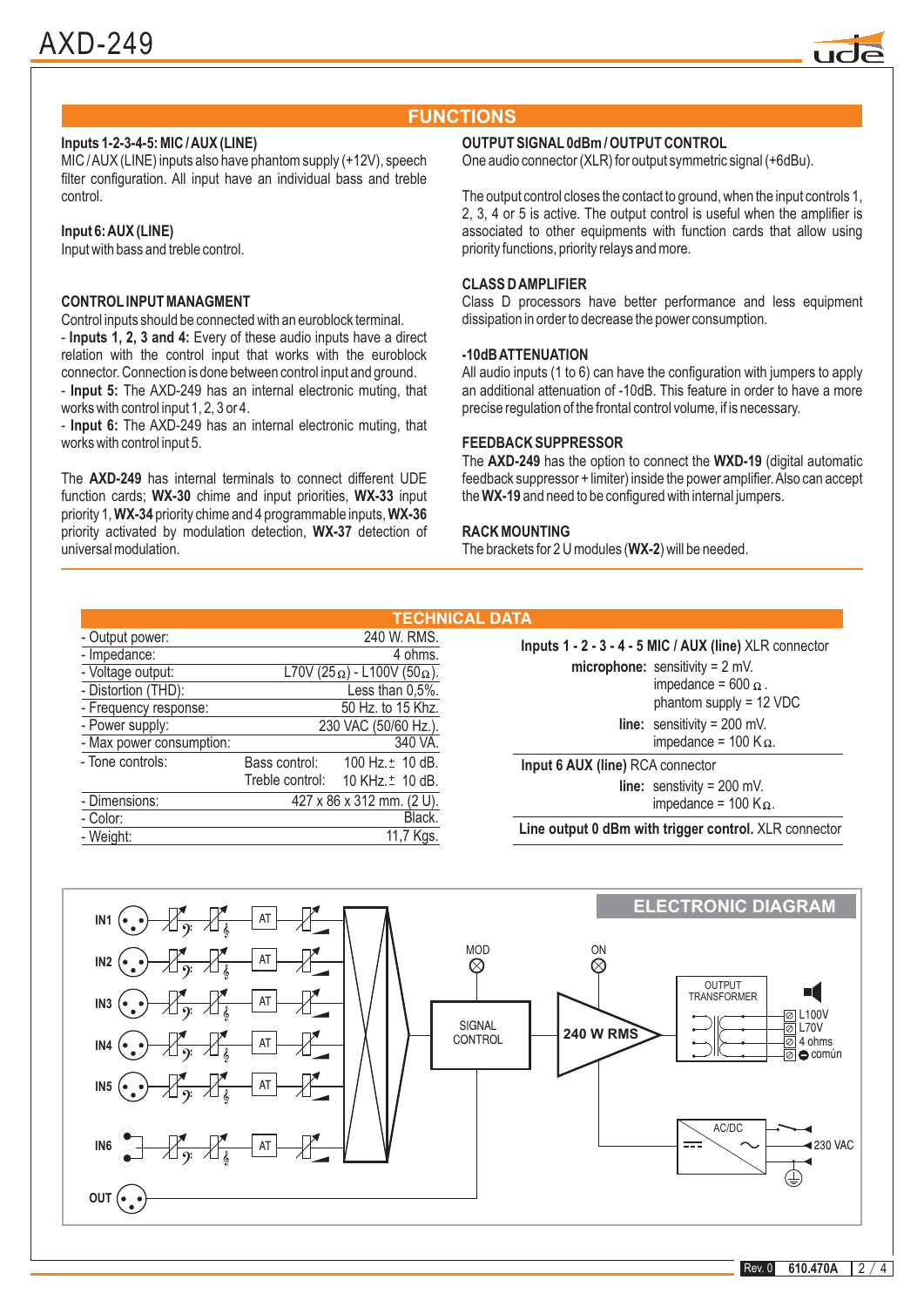## FUNCTIONS

**Inputs 1-2-3-4-5: MIC / AUX (LINE)**
MIC / AUX (LINE) inputs also have phantom supply (+12V), speech filter configuration. All input have an individual bass and treble control.

**Input 6: AUX (LINE)**
Input with bass and treble control.

**CONTROL INPUT MANAGMENT**
Control inputs should be connected with an euroblock terminal.
- **Inputs 1, 2, 3 and 4:** Every of these audio inputs have a direct relation with the control input that works with the euroblock connector. Connection is done between control input and ground.
- **Input 5:** The AXD-249 has an internal electronic muting, that works with control input 1, 2, 3 or 4.
- **Input 6:** The AXD-249 has an internal electronic muting, that works with control input 5.

The **AXD-249** has internal terminals to connect different UDE function cards; **WX-30** chime and input priorities, **WX-33** input priority 1, **WX-34** priority chime and 4 programmable inputs, **WX-36** priority activated by modulation detection, **WX-37** detection of universal modulation.

**OUTPUT SIGNAL 0dBm / OUTPUT CONTROL**
One audio connector (XLR) for output symmetric signal (+6dBu).

The output control closes the contact to ground, when the input controls 1, 2, 3, 4 or 5 is active. The output control is useful when the amplifier is associated to other equipments with function cards that allow using priority functions, priority relays and more.

**CLASS D AMPLIFIER**
Class D processors have better performance and less equipment dissipation in order to decrease the power consumption.

**-10dB ATTENUATION**
All audio inputs (1 to 6) can have the configuration with jumpers to apply an additional attenuation of -10dB. This feature in order to have a more precise regulation of the frontal control volume, if is necessary.

**FEEDBACK SUPPRESSOR**
The **AXD-249** has the option to connect the **WXD-19** (digital automatic feedback suppressor + limiter) inside the power amplifier. Also can accept the **WX-19** and need to be configured with internal jumpers.

**RACK MOUNTING**
The brackets for 2 U modules (**WX-2**) will be needed.

## TECHNICAL DATA

| | |
|---|---|
| - Output power: | 240 W. RMS. |
| - Impedance: | 4 ohms. |
| - Voltage output: | L70V (25Ω) - L100V (50Ω). |
| - Distortion (THD): | Less than 0,5%. |
| - Frequency response: | 50 Hz. to 15 Khz. |
| - Power supply: | 230 VAC (50/60 Hz.). |
| - Max power consumption: | 340 VA. |
| - Tone controls: | Bass control: 100 Hz. ± 10 dB. / Treble control: 10 KHz. ± 10 dB. |
| - Dimensions: | 427 x 86 x 312 mm. (2 U). |
| - Color: | Black. |
| - Weight: | 11,7 Kgs. |

**Inputs 1 - 2 - 3 - 4 - 5 MIC / AUX (line)** XLR connector
- **microphone:** sensitivity = 2 mV. impedance = 600 Ω. phantom supply = 12 VDC
- **line:** sensitivity = 200 mV. impedance = 100 KΩ.

**Input 6 AUX (line)** RCA connector
- **line:** senstivity = 200 mV. impedance = 100 KΩ.

**Line output 0 dBm with trigger control.** XLR connector

## ELECTRONIC DIAGRAM

IN1, IN2, IN3, IN4, IN5, IN6, OUT, AT, MOD, ON, SIGNAL CONTROL, 240 W RMS, OUTPUT TRANSFORMER, L100V, L70V, 4 ohms, común, AC/DC, 230 VAC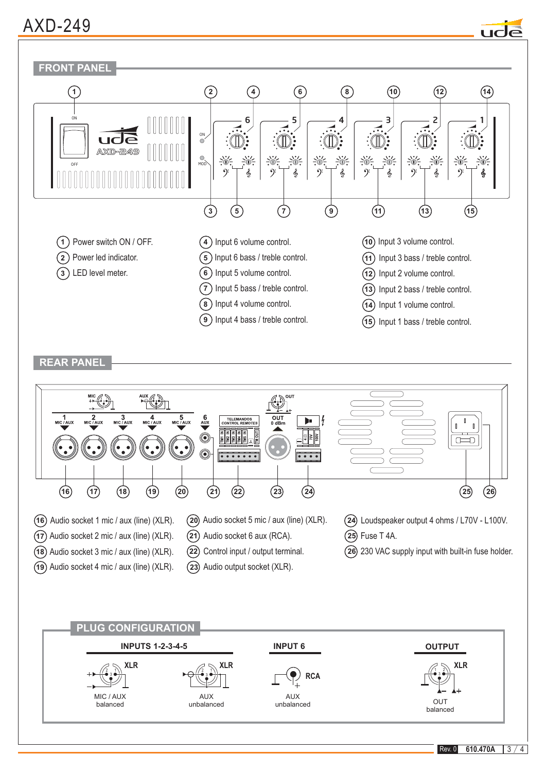# AXD-249

## FRONT PANEL

1. Power switch ON / OFF.
2. Power led indicator.
3. LED level meter.
4. Input 6 volume control.
5. Input 6 bass / treble control.
6. Input 5 volume control.
7. Input 5 bass / treble control.
8. Input 4 volume control.
9. Input 4 bass / treble control.
10. Input 3 volume control.
11. Input 3 bass / treble control.
12. Input 2 volume control.
13. Input 2 bass / treble control.
14. Input 1 volume control.
15. Input 1 bass / treble control.

## REAR PANEL

16. Audio socket 1 mic / aux (line) (XLR).
17. Audio socket 2 mic / aux (line) (XLR).
18. Audio socket 3 mic / aux (line) (XLR).
19. Audio socket 4 mic / aux (line) (XLR).
20. Audio socket 5 mic / aux (line) (XLR).
21. Audio socket 6 aux (RCA).
22. Control input / output terminal.
23. Audio output socket (XLR).
24. Loudspeaker output 4 ohms / L70V - L100V.
25. Fuse T 4A.
26. 230 VAC supply input with built-in fuse holder.

## PLUG CONFIGURATION

**INPUTS 1-2-3-4-5**

- XLR — MIC / AUX balanced
- XLR — AUX unbalanced

**INPUT 6**

- RCA — AUX unbalanced

**OUTPUT**

- XLR — OUT balanced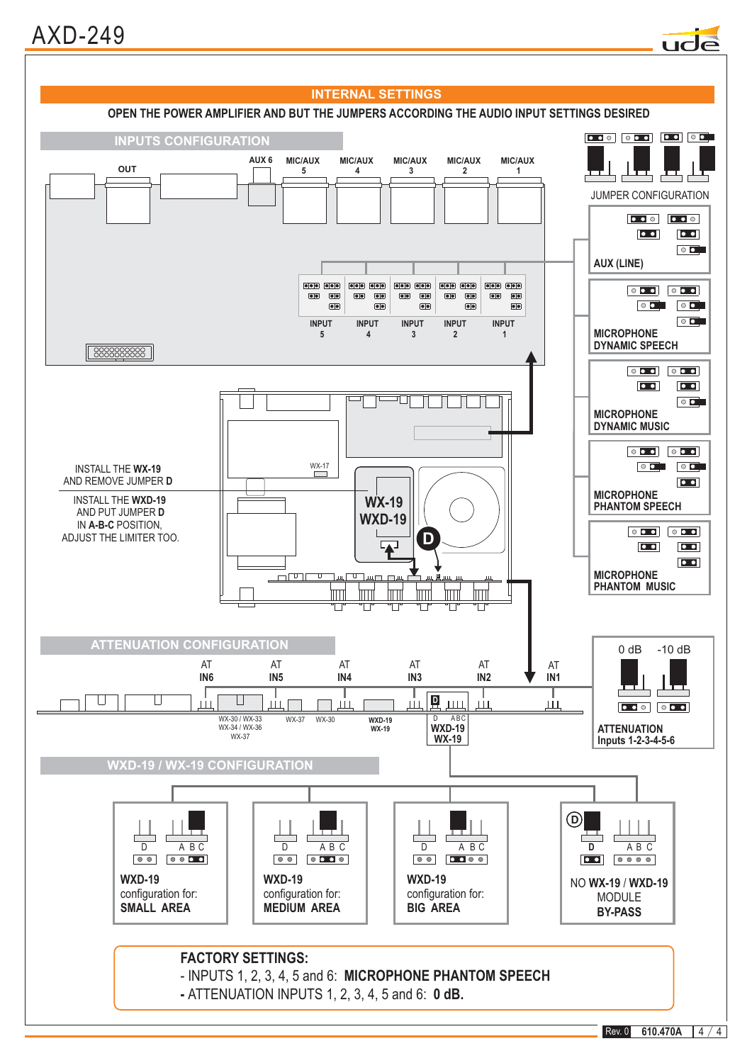# INTERNAL SETTINGS

**OPEN THE POWER AMPLIFIER AND BUT THE JUMPERS ACCORDING THE AUDIO INPUT SETTINGS DESIRED**

## INPUTS CONFIGURATION

OUT

AUX 6

MIC/AUX 5

MIC/AUX 4

MIC/AUX 3

MIC/AUX 2

MIC/AUX 1

INPUT 5

INPUT 4

INPUT 3

INPUT 2

INPUT 1

JUMPER CONFIGURATION

AUX (LINE)

MICROPHONE DYNAMIC SPEECH

MICROPHONE DYNAMIC MUSIC

MICROPHONE PHANTOM SPEECH

MICROPHONE PHANTOM MUSIC

INSTALL THE **WX-19** AND REMOVE JUMPER **D**

INSTALL THE **WXD-19** AND PUT JUMPER **D** IN **A-B-C** POSITION, ADJUST THE LIMITER TOO.

WX-17

WX-19
WXD-19

D

## ATTENUATION CONFIGURATION

AT IN6

AT IN5

AT IN4

AT IN3

AT IN2

AT IN1

WX-30 / WX-33
WX-34 / WX-36
WX-37

WX-37

WX-30

WXD-19
WX-19

D ABC
WXD-19
WX-19

0 dB

-10 dB

ATTENUATION
Inputs 1-2-3-4-5-6

## WXD-19 / WX-19 CONFIGURATION

D A B C

**WXD-19**
configuration for:
**SMALL AREA**

**WXD-19**
configuration for:
**MEDIUM AREA**

**WXD-19**
configuration for:
**BIG AREA**

NO **WX-19** / **WXD-19**
MODULE
**BY-PASS**

**FACTORY SETTINGS:**

- INPUTS 1, 2, 3, 4, 5 and 6: **MICROPHONE PHANTOM SPEECH**
- ATTENUATION INPUTS 1, 2, 3, 4, 5 and 6: **0 dB.**